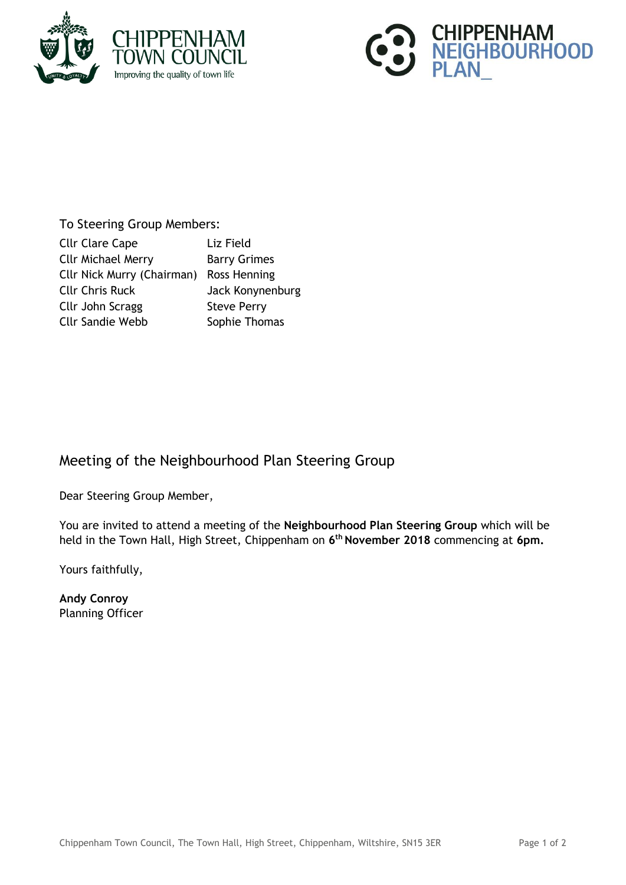To Steering Group Members:

| | |
|---|---|
| Cllr Clare Cape | Liz Field |
| Cllr Michael Merry | Barry Grimes |
| Cllr Nick Murry (Chairman) | Ross Henning |
| Cllr Chris Ruck | Jack Konynenburg |
| Cllr John Scragg | Steve Perry |
| Cllr Sandie Webb | Sophie Thomas |

## Meeting of the Neighbourhood Plan Steering Group

Dear Steering Group Member,

You are invited to attend a meeting of the **Neighbourhood Plan Steering Group** which will be held in the Town Hall, High Street, Chippenham on **6th November 2018** commencing at **6pm.**

Yours faithfully,

**Andy Conroy**
Planning Officer

Chippenham Town Council, The Town Hall, High Street, Chippenham, Wiltshire, SN15 3ER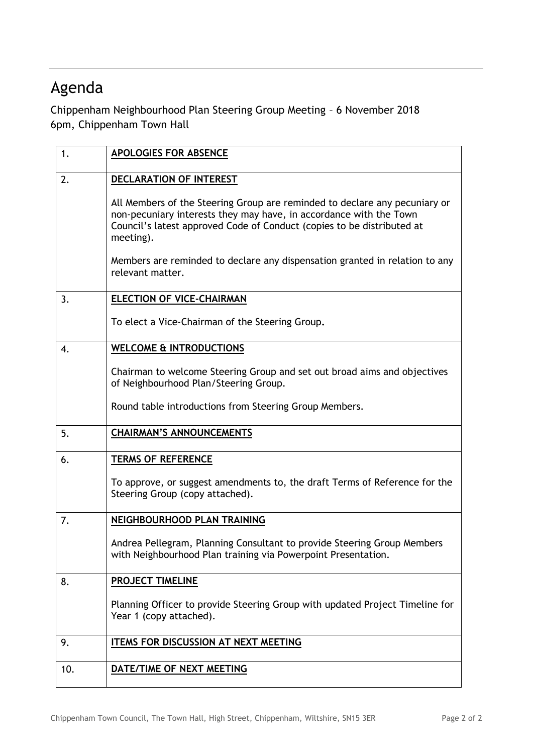# Agenda

Chippenham Neighbourhood Plan Steering Group Meeting – 6 November 2018
6pm, Chippenham Town Hall

| | |
|---|---|
| 1. | **APOLOGIES FOR ABSENCE** |
| 2. | **DECLARATION OF INTEREST**<br><br>All Members of the Steering Group are reminded to declare any pecuniary or non-pecuniary interests they may have, in accordance with the Town Council's latest approved Code of Conduct (copies to be distributed at meeting).<br><br>Members are reminded to declare any dispensation granted in relation to any relevant matter. |
| 3. | **ELECTION OF VICE-CHAIRMAN**<br><br>To elect a Vice-Chairman of the Steering Group. |
| 4. | **WELCOME & INTRODUCTIONS**<br><br>Chairman to welcome Steering Group and set out broad aims and objectives of Neighbourhood Plan/Steering Group.<br><br>Round table introductions from Steering Group Members. |
| 5. | **CHAIRMAN'S ANNOUNCEMENTS** |
| 6. | **TERMS OF REFERENCE**<br><br>To approve, or suggest amendments to, the draft Terms of Reference for the Steering Group (copy attached). |
| 7. | **NEIGHBOURHOOD PLAN TRAINING**<br><br>Andrea Pellegram, Planning Consultant to provide Steering Group Members with Neighbourhood Plan training via Powerpoint Presentation. |
| 8. | **PROJECT TIMELINE**<br><br>Planning Officer to provide Steering Group with updated Project Timeline for Year 1 (copy attached). |
| 9. | **ITEMS FOR DISCUSSION AT NEXT MEETING** |
| 10. | **DATE/TIME OF NEXT MEETING** |

Chippenham Town Council, The Town Hall, High Street, Chippenham, Wiltshire, SN15 3ER